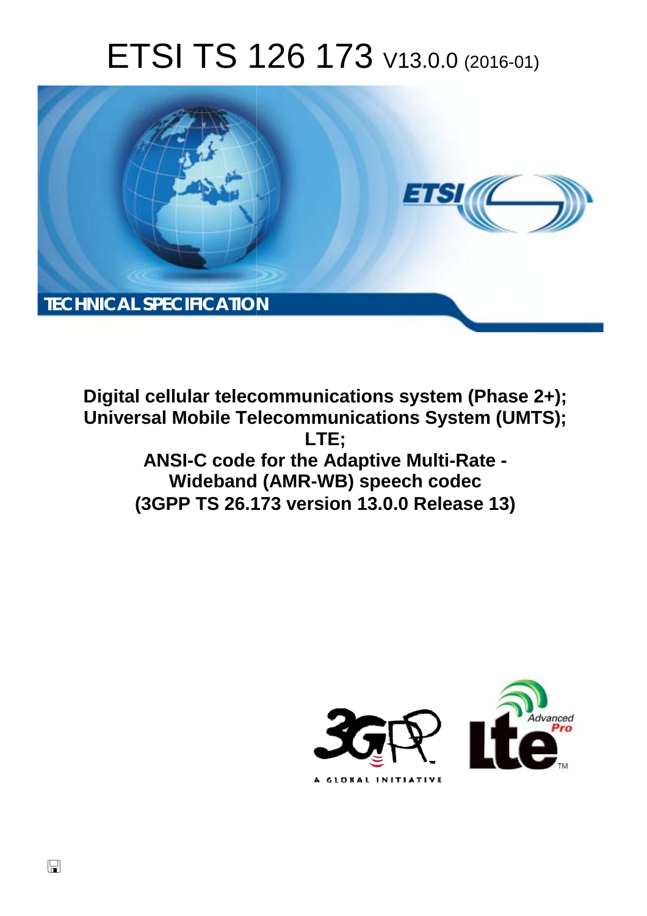# ETSI TS 126 173 V13.0.0 (2016-01)

TECHNICAL SPECIFICATION

**Digital cellular telecommunications system (Phase 2+); Universal Mobile Telecommunications System (UMTS); LTE; ANSI-C code for the Adaptive Multi-Rate - Wideband (AMR-WB) speech codec (3GPP TS 26.173 version 13.0.0 Release 13)**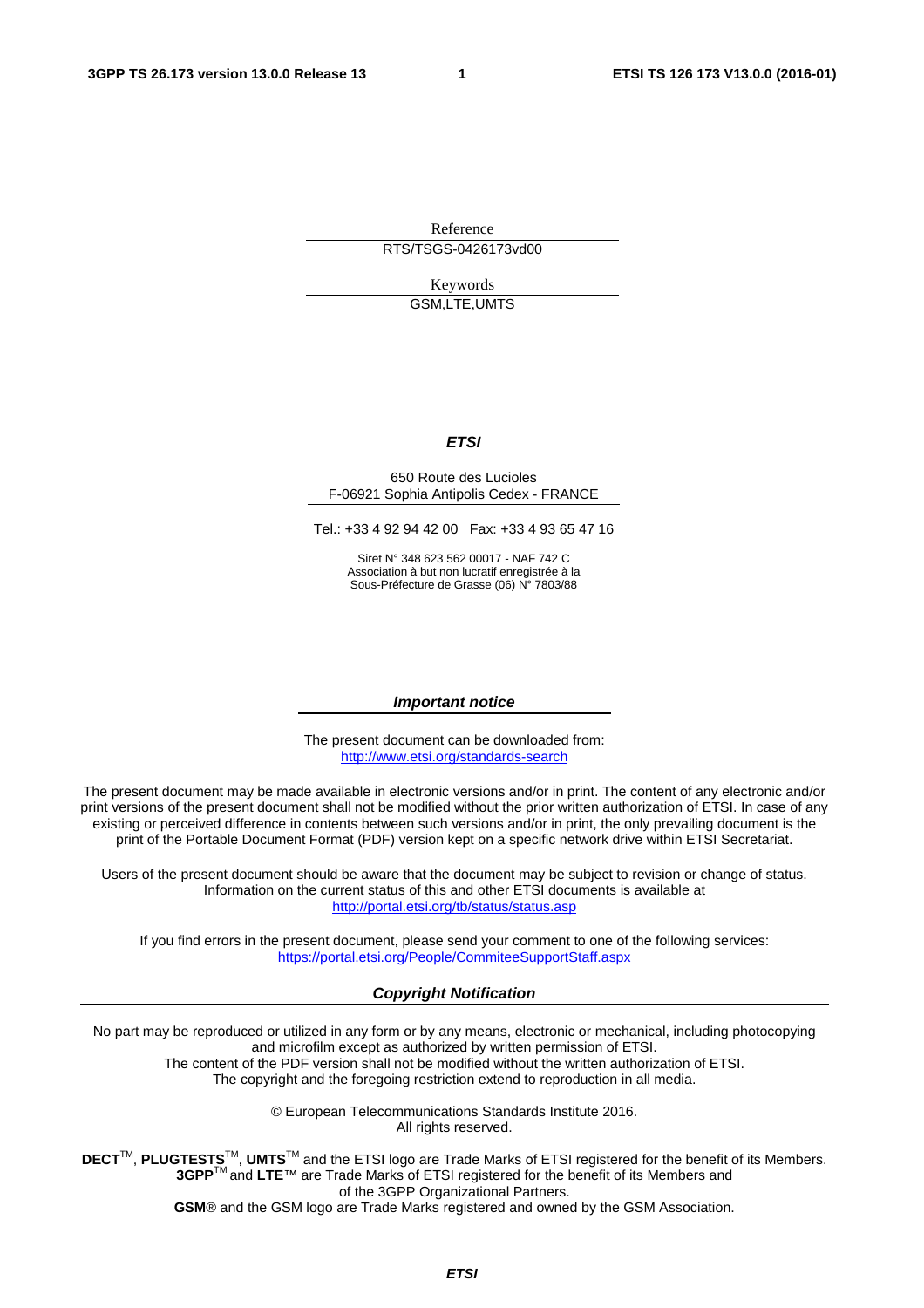Reference

RTS/TSGS-0426173vd00

Keywords

GSM,LTE,UMTS

***ETSI***

650 Route des Lucioles
F-06921 Sophia Antipolis Cedex - FRANCE

Tel.: +33 4 92 94 42 00   Fax: +33 4 93 65 47 16

Siret N° 348 623 562 00017 - NAF 742 C
Association à but non lucratif enregistrée à la
Sous-Préfecture de Grasse (06) N° 7803/88

***Important notice***

The present document can be downloaded from:
http://www.etsi.org/standards-search

The present document may be made available in electronic versions and/or in print. The content of any electronic and/or print versions of the present document shall not be modified without the prior written authorization of ETSI. In case of any existing or perceived difference in contents between such versions and/or in print, the only prevailing document is the print of the Portable Document Format (PDF) version kept on a specific network drive within ETSI Secretariat.

Users of the present document should be aware that the document may be subject to revision or change of status. Information on the current status of this and other ETSI documents is available at
http://portal.etsi.org/tb/status/status.asp

If you find errors in the present document, please send your comment to one of the following services:
https://portal.etsi.org/People/CommiteeSupportStaff.aspx

***Copyright Notification***

No part may be reproduced or utilized in any form or by any means, electronic or mechanical, including photocopying and microfilm except as authorized by written permission of ETSI.
The content of the PDF version shall not be modified without the written authorization of ETSI.
The copyright and the foregoing restriction extend to reproduction in all media.

© European Telecommunications Standards Institute 2016.
All rights reserved.

**DECT**™, **PLUGTESTS**™, **UMTS**™ and the ETSI logo are Trade Marks of ETSI registered for the benefit of its Members.
**3GPP**™ and **LTE**™ are Trade Marks of ETSI registered for the benefit of its Members and of the 3GPP Organizational Partners.
**GSM**® and the GSM logo are Trade Marks registered and owned by the GSM Association.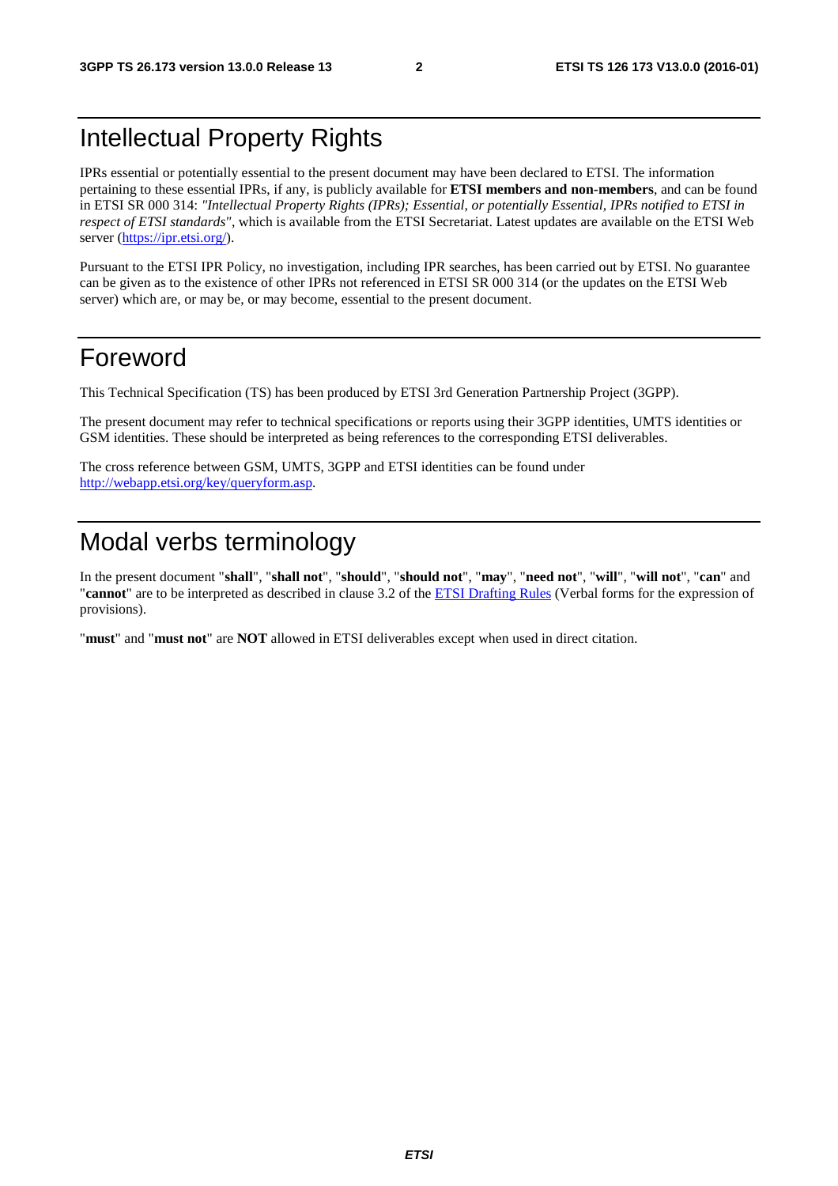# Intellectual Property Rights

IPRs essential or potentially essential to the present document may have been declared to ETSI. The information pertaining to these essential IPRs, if any, is publicly available for **ETSI members and non-members**, and can be found in ETSI SR 000 314: *"Intellectual Property Rights (IPRs); Essential, or potentially Essential, IPRs notified to ETSI in respect of ETSI standards"*, which is available from the ETSI Secretariat. Latest updates are available on the ETSI Web server (https://ipr.etsi.org/).

Pursuant to the ETSI IPR Policy, no investigation, including IPR searches, has been carried out by ETSI. No guarantee can be given as to the existence of other IPRs not referenced in ETSI SR 000 314 (or the updates on the ETSI Web server) which are, or may be, or may become, essential to the present document.

# Foreword

This Technical Specification (TS) has been produced by ETSI 3rd Generation Partnership Project (3GPP).

The present document may refer to technical specifications or reports using their 3GPP identities, UMTS identities or GSM identities. These should be interpreted as being references to the corresponding ETSI deliverables.

The cross reference between GSM, UMTS, 3GPP and ETSI identities can be found under http://webapp.etsi.org/key/queryform.asp.

# Modal verbs terminology

In the present document "**shall**", "**shall not**", "**should**", "**should not**", "**may**", "**need not**", "**will**", "**will not**", "**can**" and "**cannot**" are to be interpreted as described in clause 3.2 of the ETSI Drafting Rules (Verbal forms for the expression of provisions).

"**must**" and "**must not**" are **NOT** allowed in ETSI deliverables except when used in direct citation.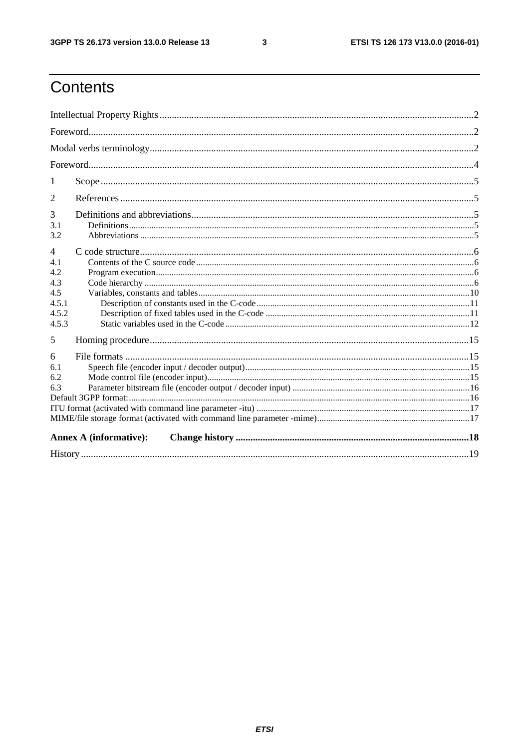# Contents

Intellectual Property Rights ..... 2

Foreword ..... 2

Modal verbs terminology ..... 2

Foreword ..... 4

1 Scope ..... 5

2 References ..... 5

3 Definitions and abbreviations ..... 5

3.1 Definitions ..... 5

3.2 Abbreviations ..... 5

4 C code structure ..... 6

4.1 Contents of the C source code ..... 6

4.2 Program execution ..... 6

4.3 Code hierarchy ..... 6

4.5 Variables, constants and tables ..... 10

4.5.1 Description of constants used in the C-code ..... 11

4.5.2 Description of fixed tables used in the C-code ..... 11

4.5.3 Static variables used in the C-code ..... 12

5 Homing procedure ..... 15

6 File formats ..... 15

6.1 Speech file (encoder input / decoder output) ..... 15

6.2 Mode control file (encoder input) ..... 15

6.3 Parameter bitstream file (encoder output / decoder input) ..... 16

Default 3GPP format: ..... 16

ITU format (activated with command line parameter -itu) ..... 17

MIME/file storage format (activated with command line parameter -mime) ..... 17

**Annex A (informative): Change history ..... 18**

History ..... 19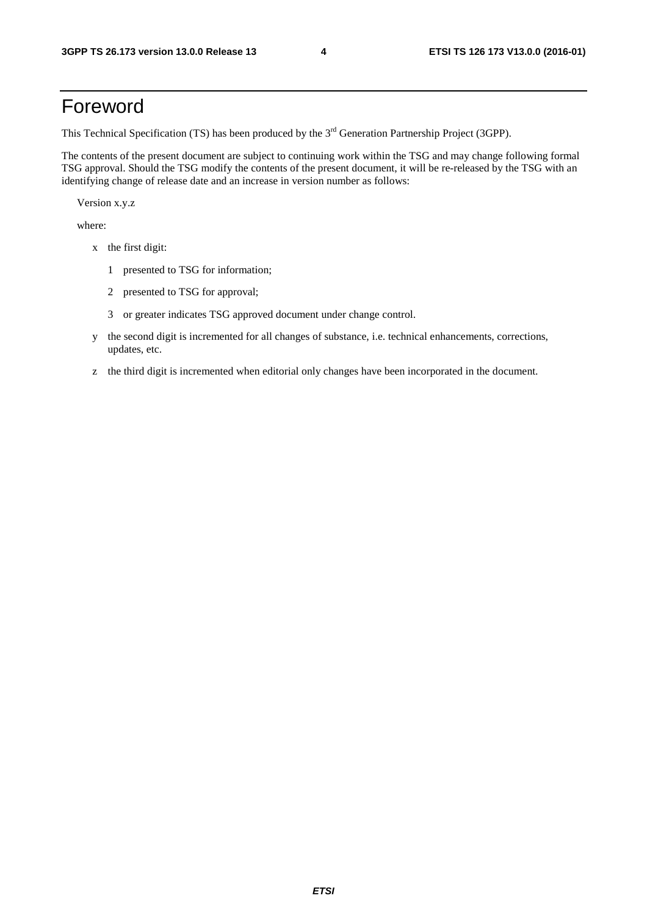# Foreword

This Technical Specification (TS) has been produced by the 3rd Generation Partnership Project (3GPP).

The contents of the present document are subject to continuing work within the TSG and may change following formal TSG approval. Should the TSG modify the contents of the present document, it will be re-released by the TSG with an identifying change of release date and an increase in version number as follows:

Version x.y.z

where:

- x the first digit:
  - 1 presented to TSG for information;
  - 2 presented to TSG for approval;
  - 3 or greater indicates TSG approved document under change control.
- y the second digit is incremented for all changes of substance, i.e. technical enhancements, corrections, updates, etc.
- z the third digit is incremented when editorial only changes have been incorporated in the document.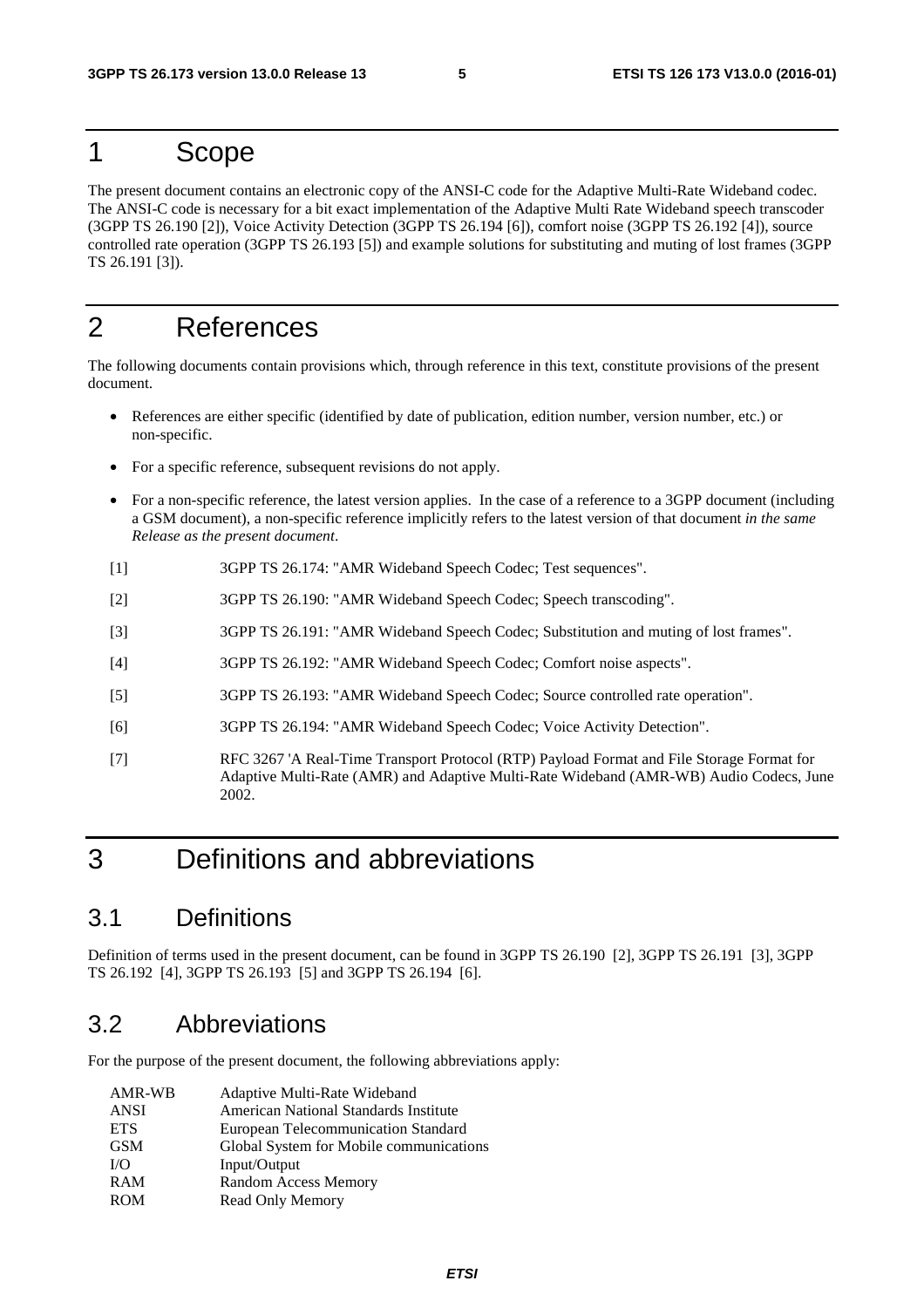# 1 Scope

The present document contains an electronic copy of the ANSI-C code for the Adaptive Multi-Rate Wideband codec. The ANSI-C code is necessary for a bit exact implementation of the Adaptive Multi Rate Wideband speech transcoder (3GPP TS 26.190 [2]), Voice Activity Detection (3GPP TS 26.194 [6]), comfort noise (3GPP TS 26.192 [4]), source controlled rate operation (3GPP TS 26.193 [5]) and example solutions for substituting and muting of lost frames (3GPP TS 26.191 [3]).

# 2 References

The following documents contain provisions which, through reference in this text, constitute provisions of the present document.

- References are either specific (identified by date of publication, edition number, version number, etc.) or non-specific.
- For a specific reference, subsequent revisions do not apply.
- For a non-specific reference, the latest version applies. In the case of a reference to a 3GPP document (including a GSM document), a non-specific reference implicitly refers to the latest version of that document *in the same Release as the present document*.

[1] 3GPP TS 26.174: "AMR Wideband Speech Codec; Test sequences".

[2] 3GPP TS 26.190: "AMR Wideband Speech Codec; Speech transcoding".

[3] 3GPP TS 26.191: "AMR Wideband Speech Codec; Substitution and muting of lost frames".

[4] 3GPP TS 26.192: "AMR Wideband Speech Codec; Comfort noise aspects".

[5] 3GPP TS 26.193: "AMR Wideband Speech Codec; Source controlled rate operation".

[6] 3GPP TS 26.194: "AMR Wideband Speech Codec; Voice Activity Detection".

[7] RFC 3267 'A Real-Time Transport Protocol (RTP) Payload Format and File Storage Format for Adaptive Multi-Rate (AMR) and Adaptive Multi-Rate Wideband (AMR-WB) Audio Codecs, June 2002.

# 3 Definitions and abbreviations

## 3.1 Definitions

Definition of terms used in the present document, can be found in 3GPP TS 26.190 [2], 3GPP TS 26.191 [3], 3GPP TS 26.192 [4], 3GPP TS 26.193 [5] and 3GPP TS 26.194 [6].

## 3.2 Abbreviations

For the purpose of the present document, the following abbreviations apply:

| | |
|---|---|
| AMR-WB | Adaptive Multi-Rate Wideband |
| ANSI | American National Standards Institute |
| ETS | European Telecommunication Standard |
| GSM | Global System for Mobile communications |
| I/O | Input/Output |
| RAM | Random Access Memory |
| ROM | Read Only Memory |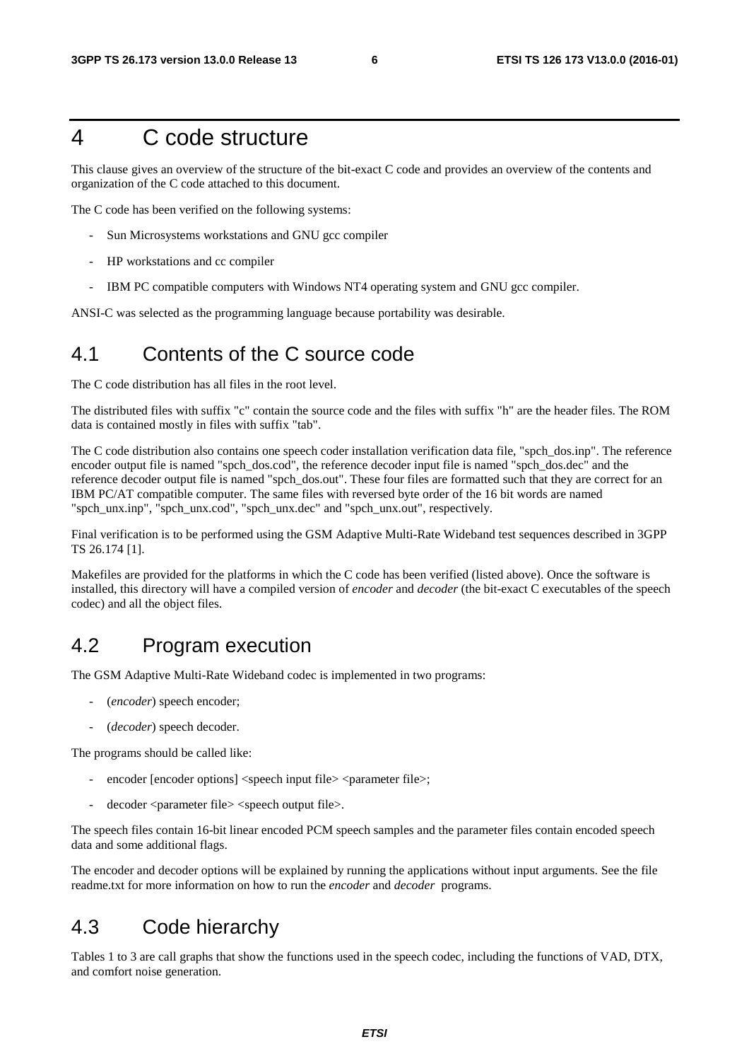# 4 C code structure

This clause gives an overview of the structure of the bit-exact C code and provides an overview of the contents and organization of the C code attached to this document.

The C code has been verified on the following systems:

- Sun Microsystems workstations and GNU gcc compiler
- HP workstations and cc compiler
- IBM PC compatible computers with Windows NT4 operating system and GNU gcc compiler.

ANSI-C was selected as the programming language because portability was desirable.

## 4.1 Contents of the C source code

The C code distribution has all files in the root level.

The distributed files with suffix "c" contain the source code and the files with suffix "h" are the header files. The ROM data is contained mostly in files with suffix "tab".

The C code distribution also contains one speech coder installation verification data file, "spch_dos.inp". The reference encoder output file is named "spch_dos.cod", the reference decoder input file is named "spch_dos.dec" and the reference decoder output file is named "spch_dos.out". These four files are formatted such that they are correct for an IBM PC/AT compatible computer. The same files with reversed byte order of the 16 bit words are named "spch_unx.inp", "spch_unx.cod", "spch_unx.dec" and "spch_unx.out", respectively.

Final verification is to be performed using the GSM Adaptive Multi-Rate Wideband test sequences described in 3GPP TS 26.174 [1].

Makefiles are provided for the platforms in which the C code has been verified (listed above). Once the software is installed, this directory will have a compiled version of *encoder* and *decoder* (the bit-exact C executables of the speech codec) and all the object files.

## 4.2 Program execution

The GSM Adaptive Multi-Rate Wideband codec is implemented in two programs:

- (*encoder*) speech encoder;
- (*decoder*) speech decoder.

The programs should be called like:

- encoder [encoder options] <speech input file> <parameter file>;
- decoder <parameter file> <speech output file>.

The speech files contain 16-bit linear encoded PCM speech samples and the parameter files contain encoded speech data and some additional flags.

The encoder and decoder options will be explained by running the applications without input arguments. See the file readme.txt for more information on how to run the *encoder* and *decoder* programs.

## 4.3 Code hierarchy

Tables 1 to 3 are call graphs that show the functions used in the speech codec, including the functions of VAD, DTX, and comfort noise generation.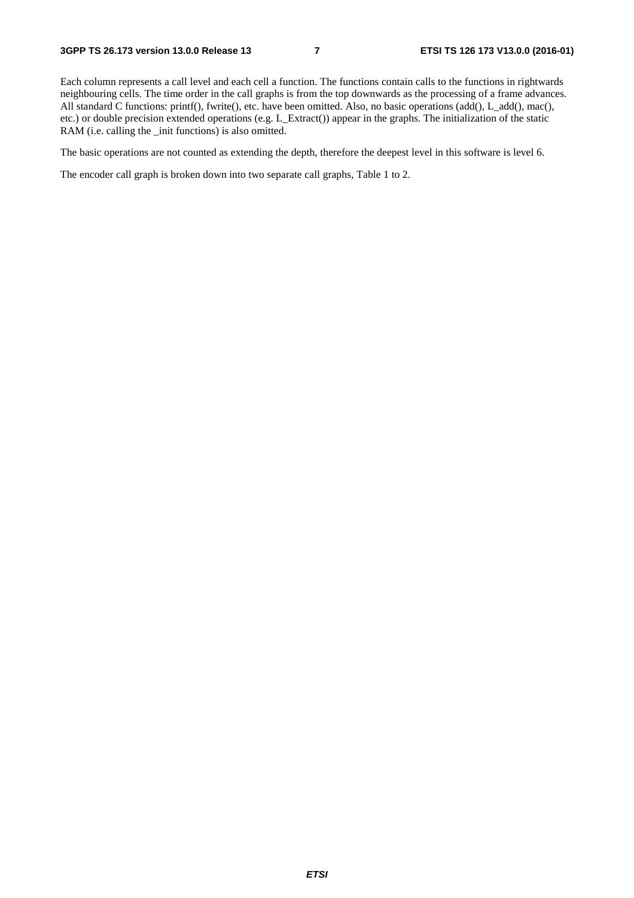Each column represents a call level and each cell a function. The functions contain calls to the functions in rightwards neighbouring cells. The time order in the call graphs is from the top downwards as the processing of a frame advances. All standard C functions: printf(), fwrite(), etc. have been omitted. Also, no basic operations (add(), L_add(), mac(), etc.) or double precision extended operations (e.g. L_Extract()) appear in the graphs. The initialization of the static RAM (i.e. calling the _init functions) is also omitted.

The basic operations are not counted as extending the depth, therefore the deepest level in this software is level 6.

The encoder call graph is broken down into two separate call graphs, Table 1 to 2.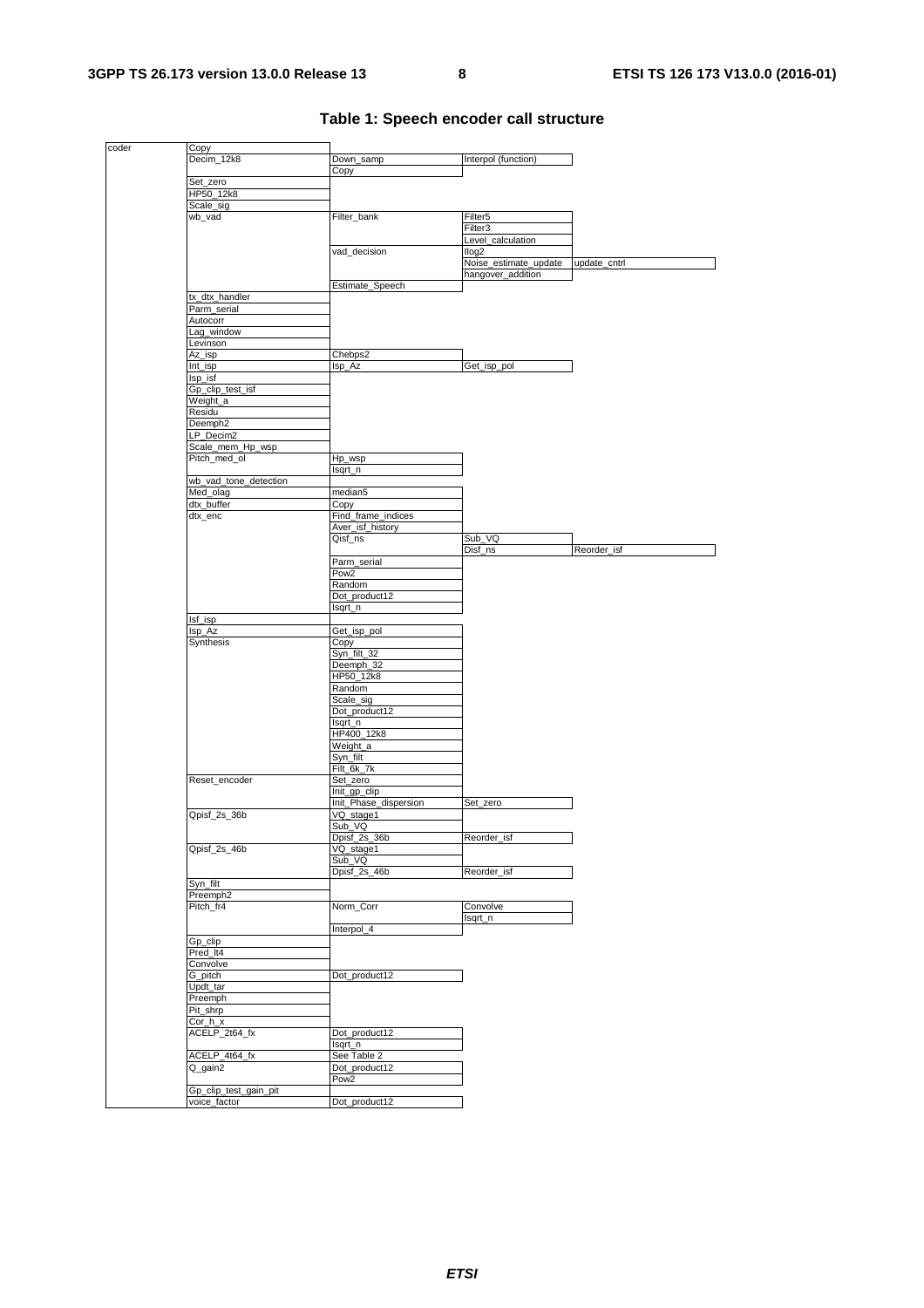**Table 1: Speech encoder call structure**

| | | | | |
|---|---|---|---|---|
| coder | Copy | | | |
| | Decim_12k8 | Down_samp | Interpol (function) | |
| | | Copy | | |
| | Set_zero | | | |
| | HP50_12k8 | | | |
| | Scale_sig | | | |
| | wb_vad | Filter_bank | Filter5 | |
| | | | Filter3 | |
| | | | Level_calculation | |
| | | vad_decision | Ilog2 | |
| | | | Noise_estimate_update | update_cntrl |
| | | | hangover_addition | |
| | | Estimate_Speech | | |
| | tx_dtx_handler | | | |
| | Parm_serial | | | |
| | Autocorr | | | |
| | Lag_window | | | |
| | Levinson | | | |
| | Az_isp | Chebps2 | | |
| | Int_isp | Isp_Az | Get_isp_pol | |
| | Isp_isf | | | |
| | Gp_clip_test_isf | | | |
| | Weight_a | | | |
| | Residu | | | |
| | Deemph2 | | | |
| | LP_Decim2 | | | |
| | Scale_mem_Hp_wsp | | | |
| | Pitch_med_ol | Hp_wsp | | |
| | | Isqrt_n | | |
| | wb_vad_tone_detection | | | |
| | Med_olag | median5 | | |
| | dtx_buffer | Copy | | |
| | dtx_enc | Find_frame_indices | | |
| | | Aver_isf_history | | |
| | | Qisf_ns | Sub_VQ | |
| | | | Disf_ns | Reorder_isf |
| | | Parm_serial | | |
| | | Pow2 | | |
| | | Random | | |
| | | Dot_product12 | | |
| | | Isqrt_n | | |
| | Isf_isp | | | |
| | Isp_Az | Get_isp_pol | | |
| | Synthesis | Copy | | |
| | | Syn_filt_32 | | |
| | | Deemph_32 | | |
| | | HP50_12k8 | | |
| | | Random | | |
| | | Scale_sig | | |
| | | Dot_product12 | | |
| | | Isqrt_n | | |
| | | HP400_12k8 | | |
| | | Weight_a | | |
| | | Syn_filt | | |
| | | Filt_6k_7k | | |
| | Reset_encoder | Set_zero | | |
| | | Init_gp_clip | | |
| | | Init_Phase_dispersion | Set_zero | |
| | Qpisf_2s_36b | VQ_stage1 | | |
| | | Sub_VQ | | |
| | | Dpisf_2s_36b | Reorder_isf | |
| | Qpisf_2s_46b | VQ_stage1 | | |
| | | Sub_VQ | | |
| | | Dpisf_2s_46b | Reorder_isf | |
| | Syn_filt | | | |
| | Preemph2 | | | |
| | Pitch_fr4 | Norm_Corr | Convolve | |
| | | | Isqrt_n | |
| | | Interpol_4 | | |
| | Gp_clip | | | |
| | Pred_lt4 | | | |
| | Convolve | | | |
| | G_pitch | Dot_product12 | | |
| | Updt_tar | | | |
| | Preemph | | | |
| | Pit_shrp | | | |
| | Cor_h_x | | | |
| | ACELP_2t64_fx | Dot_product12 | | |
| | | Isqrt_n | | |
| | ACELP_4t64_fx | See Table 2 | | |
| | Q_gain2 | Dot_product12 | | |
| | | Pow2 | | |
| | Gp_clip_test_gain_pit | | | |
| | voice_factor | Dot_product12 | | |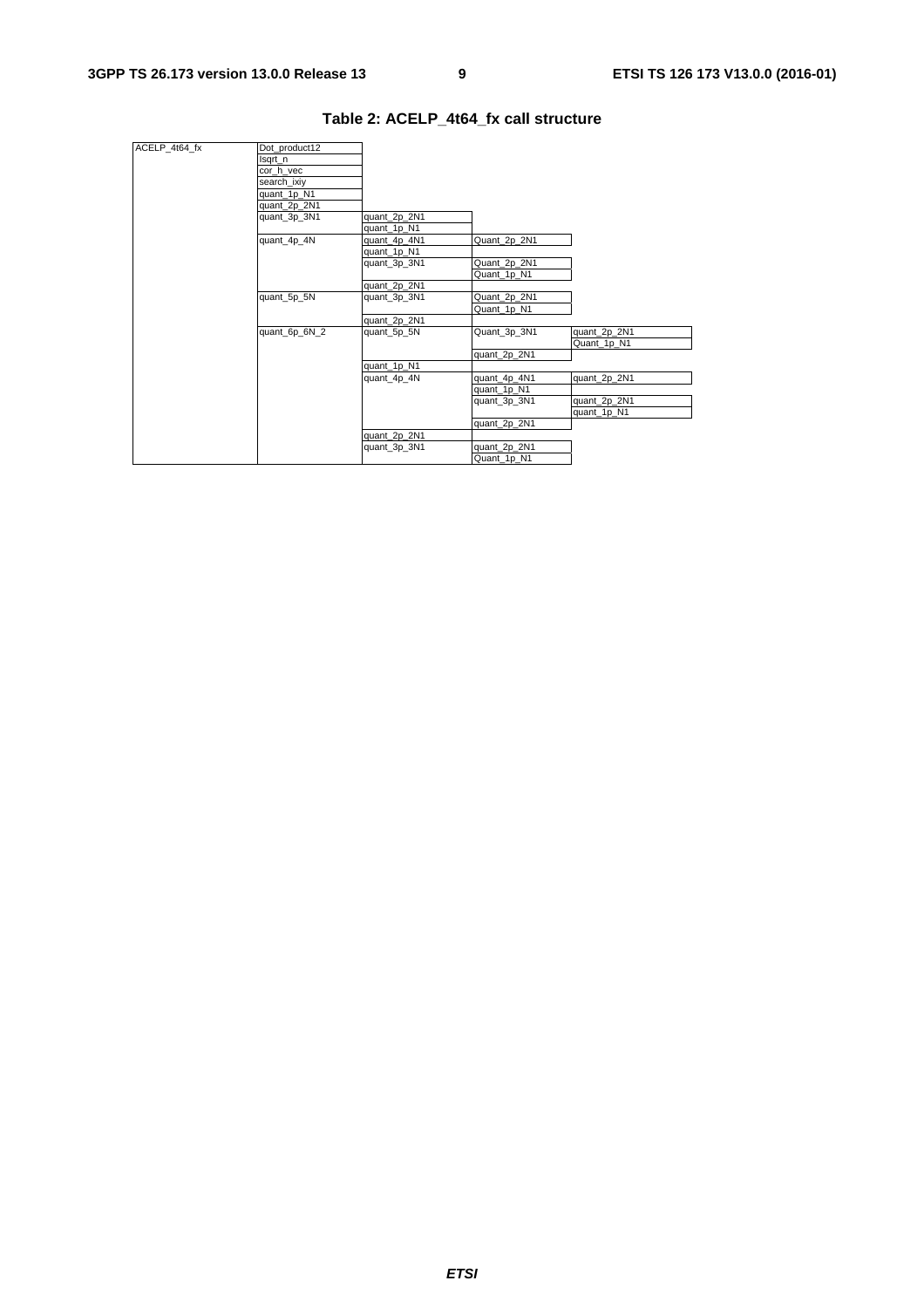**Table 2: ACELP_4t64_fx call structure**

| | | | | |
|---|---|---|---|---|
| ACELP_4t64_fx | Dot_product12 | | | |
| | Isqrt_n | | | |
| | cor_h_vec | | | |
| | search_ixiy | | | |
| | quant_1p_N1 | | | |
| | quant_2p_2N1 | | | |
| | quant_3p_3N1 | quant_2p_2N1 | | |
| | | quant_1p_N1 | | |
| | quant_4p_4N | quant_4p_4N1 | Quant_2p_2N1 | |
| | | quant_1p_N1 | | |
| | | quant_3p_3N1 | Quant_2p_2N1 | |
| | | | Quant_1p_N1 | |
| | | quant_2p_2N1 | | |
| | quant_5p_5N | quant_3p_3N1 | Quant_2p_2N1 | |
| | | | Quant_1p_N1 | |
| | | quant_2p_2N1 | | |
| | quant_6p_6N_2 | quant_5p_5N | Quant_3p_3N1 | quant_2p_2N1 |
| | | | | Quant_1p_N1 |
| | | | quant_2p_2N1 | |
| | | quant_1p_N1 | | |
| | | quant_4p_4N | quant_4p_4N1 | quant_2p_2N1 |
| | | | quant_1p_N1 | |
| | | | quant_3p_3N1 | quant_2p_2N1 |
| | | | | quant_1p_N1 |
| | | | quant_2p_2N1 | |
| | | quant_2p_2N1 | | |
| | | quant_3p_3N1 | quant_2p_2N1 | |
| | | | Quant_1p_N1 | |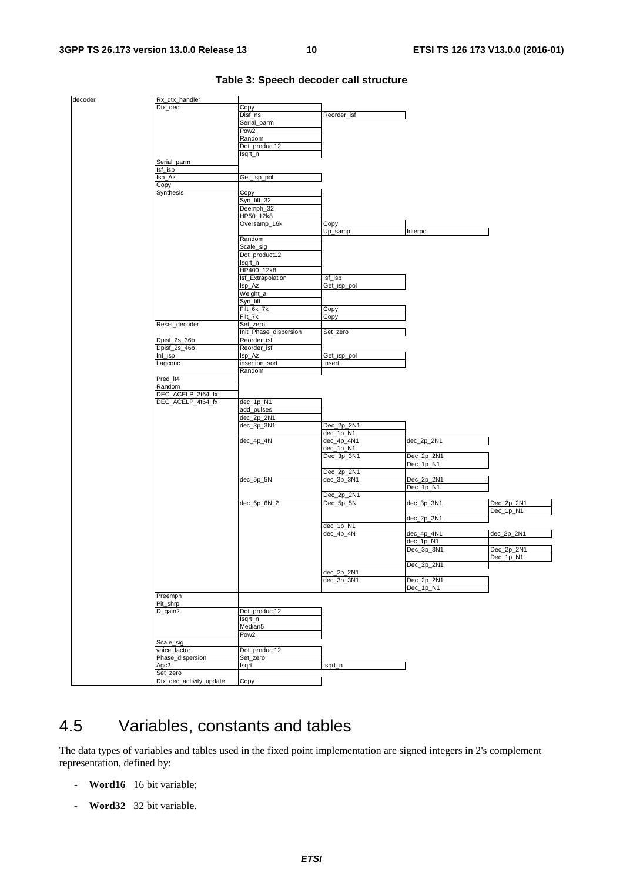**Table 3: Speech decoder call structure**

| | | | | | |
|---|---|---|---|---|---|
| decoder | Rx_dtx_handler | | | | |
| | Dtx_dec | Copy | | | |
| | | Disf_ns | Reorder_isf | | |
| | | Serial_parm | | | |
| | | Pow2 | | | |
| | | Random | | | |
| | | Dot_product12 | | | |
| | | Isqrt_n | | | |
| | Serial_parm | | | | |
| | Isf_isp | | | | |
| | Isp_Az | Get_isp_pol | | | |
| | Copy | | | | |
| | Synthesis | Copy | | | |
| | | Syn_filt_32 | | | |
| | | Deemph_32 | | | |
| | | HP50_12k8 | | | |
| | | Oversamp_16k | Copy | | |
| | | | Up_samp | Interpol | |
| | | Random | | | |
| | | Scale_sig | | | |
| | | Dot_product12 | | | |
| | | Isqrt_n | | | |
| | | HP400_12k8 | | | |
| | | Isf_Extrapolation | Isf_isp | | |
| | | Isp_Az | Get_isp_pol | | |
| | | Weight_a | | | |
| | | Syn_filt | | | |
| | | Filt_6k_7k | Copy | | |
| | | Filt_7k | Copy | | |
| | Reset_decoder | Set_zero | | | |
| | | Init_Phase_dispersion | Set_zero | | |
| | Dpisf_2s_36b | Reorder_isf | | | |
| | Dpisf_2s_46b | Reorder_isf | | | |
| | Int_isp | Isp_Az | Get_isp_pol | | |
| | Lagconc | insertion_sort | Insert | | |
| | | Random | | | |
| | Pred_lt4 | | | | |
| | Random | | | | |
| | DEC_ACELP_2t64_fx | | | | |
| | DEC_ACELP_4t64_fx | dec_1p_N1 | | | |
| | | add_pulses | | | |
| | | dec_2p_2N1 | | | |
| | | dec_3p_3N1 | Dec_2p_2N1 | | |
| | | | dec_1p_N1 | | |
| | | dec_4p_4N | dec_4p_4N1 | dec_2p_2N1 | |
| | | | dec_1p_N1 | | |
| | | | Dec_3p_3N1 | Dec_2p_2N1 | |
| | | | | Dec_1p_N1 | |
| | | | Dec_2p_2N1 | | |
| | | dec_5p_5N | dec_3p_3N1 | Dec_2p_2N1 | |
| | | | | Dec_1p_N1 | |
| | | | Dec_2p_2N1 | | |
| | | dec_6p_6N_2 | Dec_5p_5N | dec_3p_3N1 | Dec_2p_2N1 |
| | | | | | Dec_1p_N1 |
| | | | | dec_2p_2N1 | |
| | | | dec_1p_N1 | | |
| | | | dec_4p_4N | dec_4p_4N1 | dec_2p_2N1 |
| | | | | dec_1p_N1 | |
| | | | | Dec_3p_3N1 | Dec_2p_2N1 |
| | | | | | Dec_1p_N1 |
| | | | | Dec_2p_2N1 | |
| | | | dec_2p_2N1 | | |
| | | | dec_3p_3N1 | Dec_2p_2N1 | |
| | | | | Dec_1p_N1 | |
| | Preemph | | | | |
| | Pit_shrp | | | | |
| | D_gain2 | Dot_product12 | | | |
| | | Isqrt_n | | | |
| | | Median5 | | | |
| | | Pow2 | | | |
| | Scale_sig | | | | |
| | voice_factor | Dot_product12 | | | |
| | Phase_dispersion | Set_zero | | | |
| | Agc2 | Isqrt | Isqrt_n | | |
| | Set_zero | | | | |
| | Dtx_dec_activity_update | Copy | | | |

## 4.5 Variables, constants and tables

The data types of variables and tables used in the fixed point implementation are signed integers in 2's complement representation, defined by:

- **Word16** 16 bit variable;
- **Word32** 32 bit variable.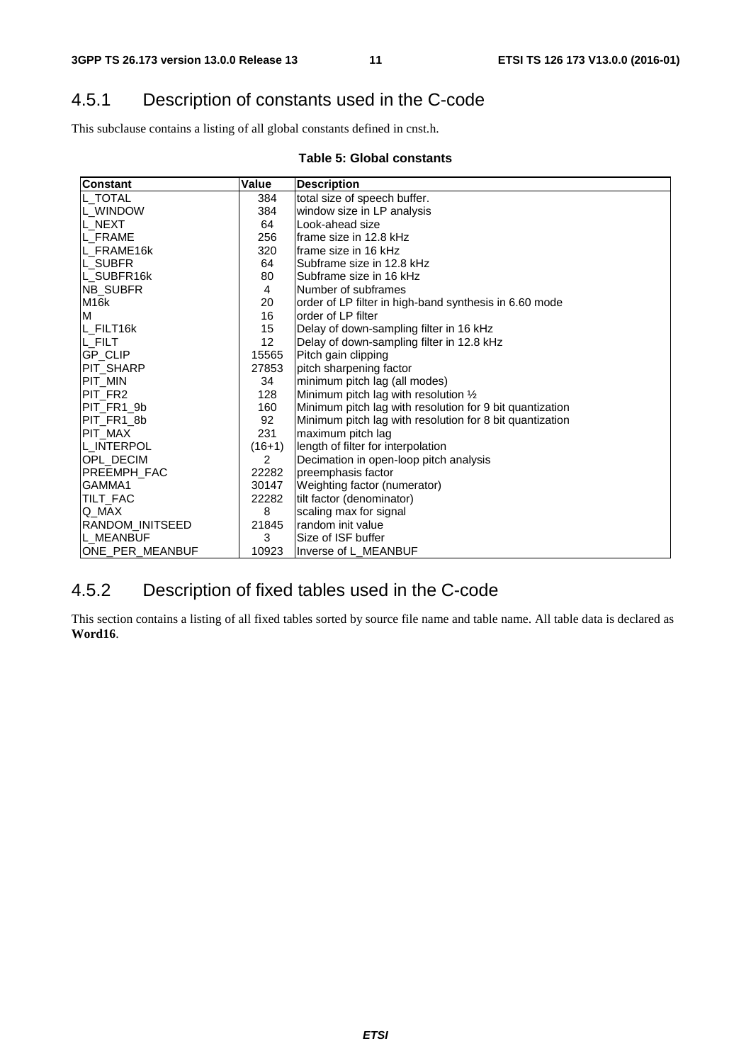## 4.5.1 Description of constants used in the C-code

This subclause contains a listing of all global constants defined in cnst.h.

**Table 5: Global constants**

| Constant | Value | Description |
|---|---|---|
| L_TOTAL | 384 | total size of speech buffer. |
| L_WINDOW | 384 | window size in LP analysis |
| L_NEXT | 64 | Look-ahead size |
| L_FRAME | 256 | frame size in 12.8 kHz |
| L_FRAME16k | 320 | frame size in 16 kHz |
| L_SUBFR | 64 | Subframe size in 12.8 kHz |
| L_SUBFR16k | 80 | Subframe size in 16 kHz |
| NB_SUBFR | 4 | Number of subframes |
| M16k | 20 | order of LP filter in high-band synthesis in 6.60 mode |
| M | 16 | order of LP filter |
| L_FILT16k | 15 | Delay of down-sampling filter in 16 kHz |
| L_FILT | 12 | Delay of down-sampling filter in 12.8 kHz |
| GP_CLIP | 15565 | Pitch gain clipping |
| PIT_SHARP | 27853 | pitch sharpening factor |
| PIT_MIN | 34 | minimum pitch lag (all modes) |
| PIT_FR2 | 128 | Minimum pitch lag with resolution ½ |
| PIT_FR1_9b | 160 | Minimum pitch lag with resolution for 9 bit quantization |
| PIT_FR1_8b | 92 | Minimum pitch lag with resolution for 8 bit quantization |
| PIT_MAX | 231 | maximum pitch lag |
| L_INTERPOL | (16+1) | length of filter for interpolation |
| OPL_DECIM | 2 | Decimation in open-loop pitch analysis |
| PREEMPH_FAC | 22282 | preemphasis factor |
| GAMMA1 | 30147 | Weighting factor (numerator) |
| TILT_FAC | 22282 | tilt factor (denominator) |
| Q_MAX | 8 | scaling max for signal |
| RANDOM_INITSEED | 21845 | random init value |
| L_MEANBUF | 3 | Size of ISF buffer |
| ONE_PER_MEANBUF | 10923 | Inverse of L_MEANBUF |

## 4.5.2 Description of fixed tables used in the C-code

This section contains a listing of all fixed tables sorted by source file name and table name. All table data is declared as **Word16**.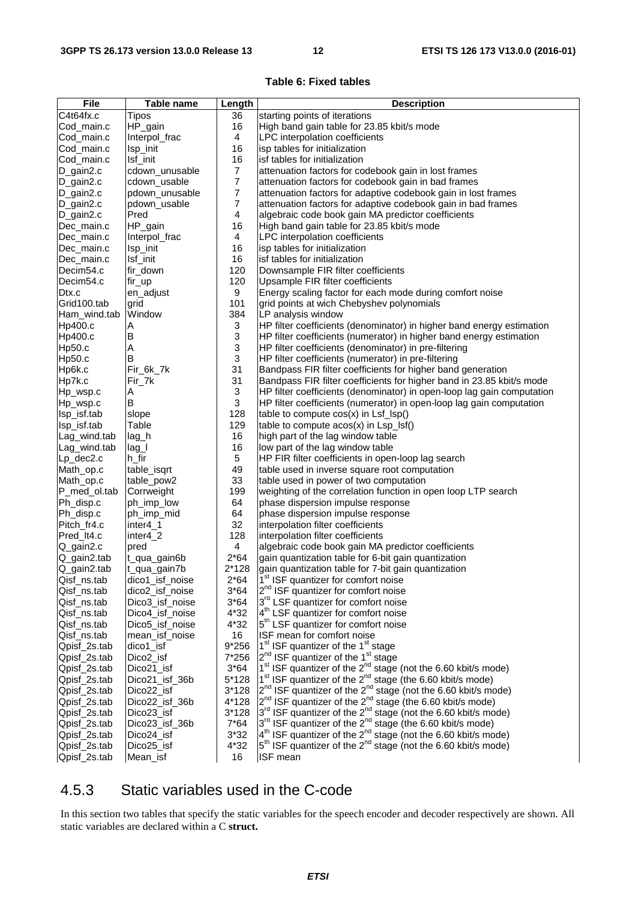**Table 6: Fixed tables**

| File | Table name | Length | Description |
|---|---|---|---|
| C4t64fx.c | Tipos | 36 | starting points of iterations |
| Cod_main.c | HP_gain | 16 | High band gain table for 23.85 kbit/s mode |
| Cod_main.c | Interpol_frac | 4 | LPC interpolation coefficients |
| Cod_main.c | Isp_init | 16 | isp tables for initialization |
| Cod_main.c | Isf_init | 16 | isf tables for initialization |
| D_gain2.c | cdown_unusable | 7 | attenuation factors for codebook gain in lost frames |
| D_gain2.c | cdown_usable | 7 | attenuation factors for codebook gain in bad frames |
| D_gain2.c | pdown_unusable | 7 | attenuation factors for adaptive codebook gain in lost frames |
| D_gain2.c | pdown_usable | 7 | attenuation factors for adaptive codebook gain in bad frames |
| D_gain2.c | Pred | 4 | algebraic code book gain MA predictor coefficients |
| Dec_main.c | HP_gain | 16 | High band gain table for 23.85 kbit/s mode |
| Dec_main.c | Interpol_frac | 4 | LPC interpolation coefficients |
| Dec_main.c | Isp_init | 16 | isp tables for initialization |
| Dec_main.c | Isf_init | 16 | isf tables for initialization |
| Decim54.c | fir_down | 120 | Downsample FIR filter coefficients |
| Decim54.c | fir_up | 120 | Upsample FIR filter coefficients |
| Dtx.c | en_adjust | 9 | Energy scaling factor for each mode during comfort noise |
| Grid100.tab | grid | 101 | grid points at wich Chebyshev polynomials |
| Ham_wind.tab | Window | 384 | LP analysis window |
| Hp400.c | A | 3 | HP filter coefficients (denominator) in higher band energy estimation |
| Hp400.c | B | 3 | HP filter coefficients (numerator) in higher band energy estimation |
| Hp50.c | A | 3 | HP filter coefficients (denominator) in pre-filtering |
| Hp50.c | B | 3 | HP filter coefficients (numerator) in pre-filtering |
| Hp6k.c | Fir_6k_7k | 31 | Bandpass FIR filter coefficients for higher band generation |
| Hp7k.c | Fir_7k | 31 | Bandpass FIR filter coefficients for higher band in 23.85 kbit/s mode |
| Hp_wsp.c | A | 3 | HP filter coefficients (denominator) in open-loop lag gain computation |
| Hp_wsp.c | B | 3 | HP filter coefficients (numerator) in open-loop lag gain computation |
| Isp_isf.tab | slope | 128 | table to compute cos(x) in Lsf_lsp() |
| Isp_isf.tab | Table | 129 | table to compute acos(x) in Lsp_lsf() |
| Lag_wind.tab | lag_h | 16 | high part of the lag window table |
| Lag_wind.tab | lag_l | 16 | low part of the lag window table |
| Lp_dec2.c | h_fir | 5 | HP FIR filter coefficients in open-loop lag search |
| Math_op.c | table_isqrt | 49 | table used in inverse square root computation |
| Math_op.c | table_pow2 | 33 | table used in power of two computation |
| P_med_ol.tab | Corrweight | 199 | weighting of the correlation function in open loop LTP search |
| Ph_disp.c | ph_imp_low | 64 | phase dispersion impulse response |
| Ph_disp.c | ph_imp_mid | 64 | phase dispersion impulse response |
| Pitch_fr4.c | inter4_1 | 32 | interpolation filter coefficients |
| Pred_lt4.c | inter4_2 | 128 | interpolation filter coefficients |
| Q_gain2.c | pred | 4 | algebraic code book gain MA predictor coefficients |
| Q_gain2.tab | t_qua_gain6b | 2*64 | gain quantization table for 6-bit gain quantization |
| Q_gain2.tab | t_qua_gain7b | 2*128 | gain quantization table for 7-bit gain quantization |
| Qisf_ns.tab | dico1_isf_noise | 2*64 | 1st ISF quantizer for comfort noise |
| Qisf_ns.tab | dico2_isf_noise | 3*64 | 2nd ISF quantizer for comfort noise |
| Qisf_ns.tab | Dico3_isf_noise | 3*64 | 3rd LSF quantizer for comfort noise |
| Qisf_ns.tab | Dico4_isf_noise | 4*32 | 4th LSF quantizer for comfort noise |
| Qisf_ns.tab | Dico5_isf_noise | 4*32 | 5th LSF quantizer for comfort noise |
| Qisf_ns.tab | mean_isf_noise | 16 | ISF mean for comfort noise |
| Qpisf_2s.tab | dico1_isf | 9*256 | 1st ISF quantizer of the 1st stage |
| Qpisf_2s.tab | Dico2_isf | 7*256 | 2nd ISF quantizer of the 1st stage |
| Qpisf_2s.tab | Dico21_isf | 3*64 | 1st ISF quantizer of the 2nd stage (not the 6.60 kbit/s mode) |
| Qpisf_2s.tab | Dico21_isf_36b | 5*128 | 1st ISF quantizer of the 2nd stage (the 6.60 kbit/s mode) |
| Qpisf_2s.tab | Dico22_isf | 3*128 | 2nd ISF quantizer of the 2nd stage (not the 6.60 kbit/s mode) |
| Qpisf_2s.tab | Dico22_isf_36b | 4*128 | 2nd ISF quantizer of the 2nd stage (the 6.60 kbit/s mode) |
| Qpisf_2s.tab | Dico23_isf | 3*128 | 3rd ISF quantizer of the 2nd stage (not the 6.60 kbit/s mode) |
| Qpisf_2s.tab | Dico23_isf_36b | 7*64 | 3rd ISF quantizer of the 2nd stage (the 6.60 kbit/s mode) |
| Qpisf_2s.tab | Dico24_isf | 3*32 | 4th ISF quantizer of the 2nd stage (not the 6.60 kbit/s mode) |
| Qpisf_2s.tab | Dico25_isf | 4*32 | 5th ISF quantizer of the 2nd stage (not the 6.60 kbit/s mode) |
| Qpisf_2s.tab | Mean_isf | 16 | ISF mean |

### 4.5.3 Static variables used in the C-code

In this section two tables that specify the static variables for the speech encoder and decoder respectively are shown. All static variables are declared within a C **struct.**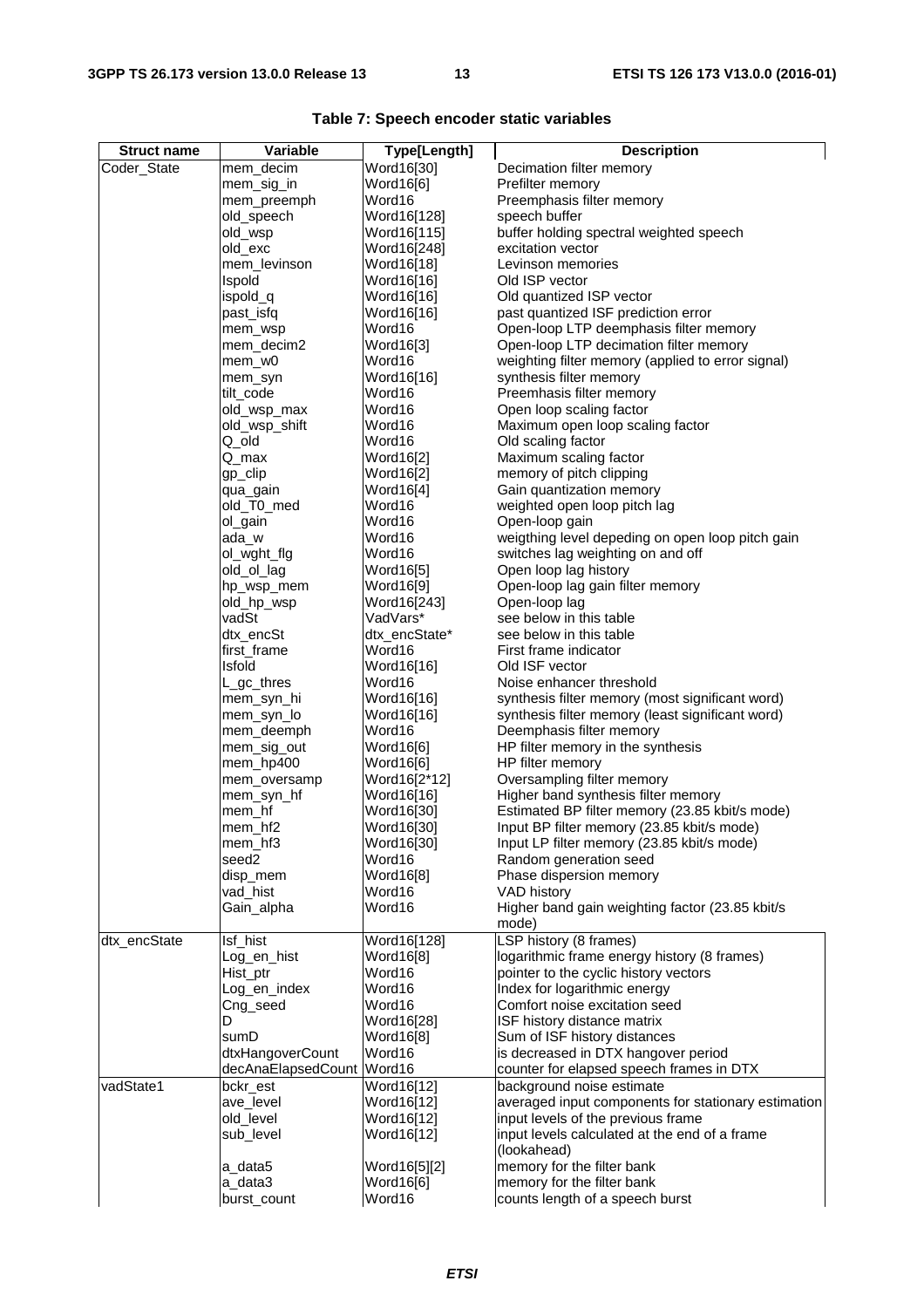**Table 7: Speech encoder static variables**

| Struct name | Variable | Type[Length] | Description |
|---|---|---|---|
| Coder_State | mem_decim | Word16[30] | Decimation filter memory |
| | mem_sig_in | Word16[6] | Prefilter memory |
| | mem_preemph | Word16 | Preemphasis filter memory |
| | old_speech | Word16[128] | speech buffer |
| | old_wsp | Word16[115] | buffer holding spectral weighted speech |
| | old_exc | Word16[248] | excitation vector |
| | mem_levinson | Word16[18] | Levinson memories |
| | Ispold | Word16[16] | Old ISP vector |
| | ispold_q | Word16[16] | Old quantized ISP vector |
| | past_isfq | Word16[16] | past quantized ISF prediction error |
| | mem_wsp | Word16 | Open-loop LTP deemphasis filter memory |
| | mem_decim2 | Word16[3] | Open-loop LTP decimation filter memory |
| | mem_w0 | Word16 | weighting filter memory (applied to error signal) |
| | mem_syn | Word16[16] | synthesis filter memory |
| | tilt_code | Word16 | Preemhasis filter memory |
| | old_wsp_max | Word16 | Open loop scaling factor |
| | old_wsp_shift | Word16 | Maximum open loop scaling factor |
| | Q_old | Word16 | Old scaling factor |
| | Q_max | Word16[2] | Maximum scaling factor |
| | gp_clip | Word16[2] | memory of pitch clipping |
| | qua_gain | Word16[4] | Gain quantization memory |
| | old_T0_med | Word16 | weighted open loop pitch lag |
| | ol_gain | Word16 | Open-loop gain |
| | ada_w | Word16 | weigthing level depeding on open loop pitch gain |
| | ol_wght_flg | Word16 | switches lag weighting on and off |
| | old_ol_lag | Word16[5] | Open loop lag history |
| | hp_wsp_mem | Word16[9] | Open-loop lag gain filter memory |
| | old_hp_wsp | Word16[243] | Open-loop lag |
| | vadSt | VadVars* | see below in this table |
| | dtx_encSt | dtx_encState* | see below in this table |
| | first_frame | Word16 | First frame indicator |
| | Isfold | Word16[16] | Old ISF vector |
| | L_gc_thres | Word16 | Noise enhancer threshold |
| | mem_syn_hi | Word16[16] | synthesis filter memory (most significant word) |
| | mem_syn_lo | Word16[16] | synthesis filter memory (least significant word) |
| | mem_deemph | Word16 | Deemphasis filter memory |
| | mem_sig_out | Word16[6] | HP filter memory in the synthesis |
| | mem_hp400 | Word16[6] | HP filter memory |
| | mem_oversamp | Word16[2*12] | Oversampling filter memory |
| | mem_syn_hf | Word16[16] | Higher band synthesis filter memory |
| | mem_hf | Word16[30] | Estimated BP filter memory (23.85 kbit/s mode) |
| | mem_hf2 | Word16[30] | Input BP filter memory (23.85 kbit/s mode) |
| | mem_hf3 | Word16[30] | Input LP filter memory (23.85 kbit/s mode) |
| | seed2 | Word16 | Random generation seed |
| | disp_mem | Word16[8] | Phase dispersion memory |
| | vad_hist | Word16 | VAD history |
| | Gain_alpha | Word16 | Higher band gain weighting factor (23.85 kbit/s mode) |
| dtx_encState | Isf_hist | Word16[128] | LSP history (8 frames) |
| | Log_en_hist | Word16[8] | logarithmic frame energy history (8 frames) |
| | Hist_ptr | Word16 | pointer to the cyclic history vectors |
| | Log_en_index | Word16 | Index for logarithmic energy |
| | Cng_seed | Word16 | Comfort noise excitation seed |
| | D | Word16[28] | ISF history distance matrix |
| | sumD | Word16[8] | Sum of ISF history distances |
| | dtxHangoverCount | Word16 | is decreased in DTX hangover period |
| | decAnaElapsedCount | Word16 | counter for elapsed speech frames in DTX |
| vadState1 | bckr_est | Word16[12] | background noise estimate |
| | ave_level | Word16[12] | averaged input components for stationary estimation |
| | old_level | Word16[12] | input levels of the previous frame |
| | sub_level | Word16[12] | input levels calculated at the end of a frame (lookahead) |
| | a_data5 | Word16[5][2] | memory for the filter bank |
| | a_data3 | Word16[6] | memory for the filter bank |
| | burst_count | Word16 | counts length of a speech burst |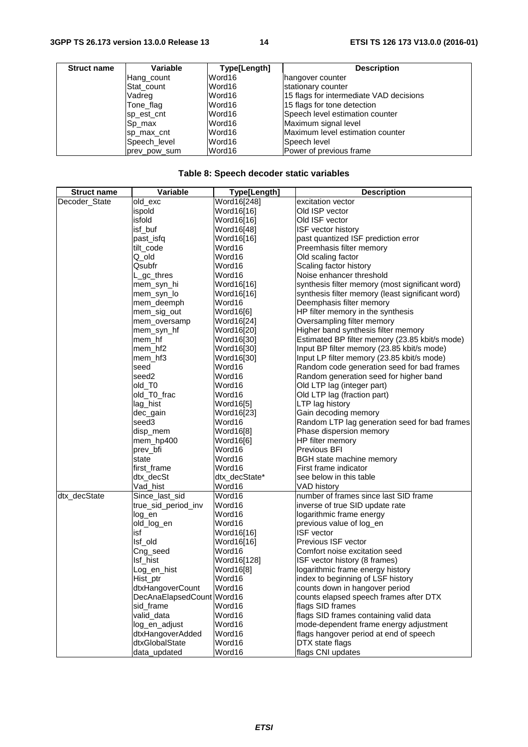| Struct name | Variable | Type[Length] | Description |
| --- | --- | --- | --- |
| | Hang_count | Word16 | hangover counter |
| | Stat_count | Word16 | stationary counter |
| | Vadreg | Word16 | 15 flags for intermediate VAD decisions |
| | Tone_flag | Word16 | 15 flags for tone detection |
| | sp_est_cnt | Word16 | Speech level estimation counter |
| | Sp_max | Word16 | Maximum signal level |
| | sp_max_cnt | Word16 | Maximum level estimation counter |
| | Speech_level | Word16 | Speech level |
| | prev_pow_sum | Word16 | Power of previous frame |

**Table 8: Speech decoder static variables**

| Struct name | Variable | Type[Length] | Description |
| --- | --- | --- | --- |
| Decoder_State | old_exc | Word16[248] | excitation vector |
| | ispold | Word16[16] | Old ISP vector |
| | isfold | Word16[16] | Old ISF vector |
| | isf_buf | Word16[48] | ISF vector history |
| | past_isfq | Word16[16] | past quantized ISF prediction error |
| | tilt_code | Word16 | Preemhasis filter memory |
| | Q_old | Word16 | Old scaling factor |
| | Qsubfr | Word16 | Scaling factor history |
| | L_gc_thres | Word16 | Noise enhancer threshold |
| | mem_syn_hi | Word16[16] | synthesis filter memory (most significant word) |
| | mem_syn_lo | Word16[16] | synthesis filter memory (least significant word) |
| | mem_deemph | Word16 | Deemphasis filter memory |
| | mem_sig_out | Word16[6] | HP filter memory in the synthesis |
| | mem_oversamp | Word16[24] | Oversampling filter memory |
| | mem_syn_hf | Word16[20] | Higher band synthesis filter memory |
| | mem_hf | Word16[30] | Estimated BP filter memory (23.85 kbit/s mode) |
| | mem_hf2 | Word16[30] | Input BP filter memory (23.85 kbit/s mode) |
| | mem_hf3 | Word16[30] | Input LP filter memory (23.85 kbit/s mode) |
| | seed | Word16 | Random code generation seed for bad frames |
| | seed2 | Word16 | Random generation seed for higher band |
| | old_T0 | Word16 | Old LTP lag (integer part) |
| | old_T0_frac | Word16 | Old LTP lag (fraction part) |
| | lag_hist | Word16[5] | LTP lag history |
| | dec_gain | Word16[23] | Gain decoding memory |
| | seed3 | Word16 | Random LTP lag generation seed for bad frames |
| | disp_mem | Word16[8] | Phase dispersion memory |
| | mem_hp400 | Word16[6] | HP filter memory |
| | prev_bfi | Word16 | Previous BFI |
| | state | Word16 | BGH state machine memory |
| | first_frame | Word16 | First frame indicator |
| | dtx_decSt | dtx_decState* | see below in this table |
| | Vad_hist | Word16 | VAD history |
| dtx_decState | Since_last_sid | Word16 | number of frames since last SID frame |
| | true_sid_period_inv | Word16 | inverse of true SID update rate |
| | log_en | Word16 | logarithmic frame energy |
| | old_log_en | Word16 | previous value of log_en |
| | isf | Word16[16] | ISF vector |
| | Isf_old | Word16[16] | Previous ISF vector |
| | Cng_seed | Word16 | Comfort noise excitation seed |
| | Isf_hist | Word16[128] | ISF vector history (8 frames) |
| | Log_en_hist | Word16[8] | logarithmic frame energy history |
| | Hist_ptr | Word16 | index to beginning of LSF history |
| | dtxHangoverCount | Word16 | counts down in hangover period |
| | DecAnaElapsedCount | Word16 | counts elapsed speech frames after DTX |
| | sid_frame | Word16 | flags SID frames |
| | valid_data | Word16 | flags SID frames containing valid data |
| | log_en_adjust | Word16 | mode-dependent frame energy adjustment |
| | dtxHangoverAdded | Word16 | flags hangover period at end of speech |
| | dtxGlobalState | Word16 | DTX state flags |
| | data_updated | Word16 | flags CNI updates |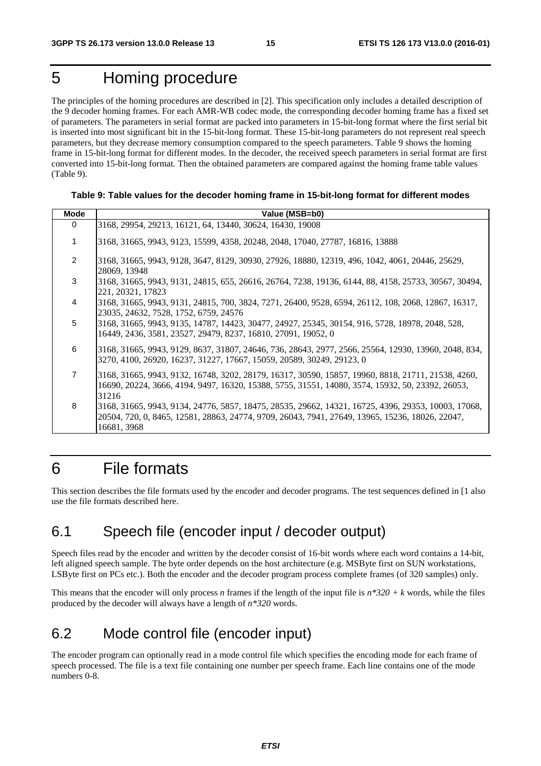# 5 Homing procedure

The principles of the homing procedures are described in [2]. This specification only includes a detailed description of the 9 decoder homing frames. For each AMR-WB codec mode, the corresponding decoder homing frame has a fixed set of parameters. The parameters in serial format are packed into parameters in 15-bit-long format where the first serial bit is inserted into most significant bit in the 15-bit-long format. These 15-bit-long parameters do not represent real speech parameters, but they decrease memory consumption compared to the speech parameters. Table 9 shows the homing frame in 15-bit-long format for different modes. In the decoder, the received speech parameters in serial format are first converted into 15-bit-long format. Then the obtained parameters are compared against the homing frame table values (Table 9).

**Table 9: Table values for the decoder homing frame in 15-bit-long format for different modes**

| Mode | Value (MSB=b0) |
|---|---|
| 0 | 3168, 29954, 29213, 16121, 64, 13440, 30624, 16430, 19008 |
| 1 | 3168, 31665, 9943, 9123, 15599, 4358, 20248, 2048, 17040, 27787, 16816, 13888 |
| 2 | 3168, 31665, 9943, 9128, 3647, 8129, 30930, 27926, 18880, 12319, 496, 1042, 4061, 20446, 25629, 28069, 13948 |
| 3 | 3168, 31665, 9943, 9131, 24815, 655, 26616, 26764, 7238, 19136, 6144, 88, 4158, 25733, 30567, 30494, 221, 20321, 17823 |
| 4 | 3168, 31665, 9943, 9131, 24815, 700, 3824, 7271, 26400, 9528, 6594, 26112, 108, 2068, 12867, 16317, 23035, 24632, 7528, 1752, 6759, 24576 |
| 5 | 3168, 31665, 9943, 9135, 14787, 14423, 30477, 24927, 25345, 30154, 916, 5728, 18978, 2048, 528, 16449, 2436, 3581, 23527, 29479, 8237, 16810, 27091, 19052, 0 |
| 6 | 3168, 31665, 9943, 9129, 8637, 31807, 24646, 736, 28643, 2977, 2566, 25564, 12930, 13960, 2048, 834, 3270, 4100, 26920, 16237, 31227, 17667, 15059, 20589, 30249, 29123, 0 |
| 7 | 3168, 31665, 9943, 9132, 16748, 3202, 28179, 16317, 30590, 15857, 19960, 8818, 21711, 21538, 4260, 16690, 20224, 3666, 4194, 9497, 16320, 15388, 5755, 31551, 14080, 3574, 15932, 50, 23392, 26053, 31216 |
| 8 | 3168, 31665, 9943, 9134, 24776, 5857, 18475, 28535, 29662, 14321, 16725, 4396, 29353, 10003, 17068, 20504, 720, 0, 8465, 12581, 28863, 24774, 9709, 26043, 7941, 27649, 13965, 15236, 18026, 22047, 16681, 3968 |

# 6 File formats

This section describes the file formats used by the encoder and decoder programs. The test sequences defined in [1 also use the file formats described here.

## 6.1 Speech file (encoder input / decoder output)

Speech files read by the encoder and written by the decoder consist of 16-bit words where each word contains a 14-bit, left aligned speech sample. The byte order depends on the host architecture (e.g. MSByte first on SUN workstations, LSByte first on PCs etc.). Both the encoder and the decoder program process complete frames (of 320 samples) only.

This means that the encoder will only process *n* frames if the length of the input file is *n\*320 + k* words, while the files produced by the decoder will always have a length of *n\*320* words.

## 6.2 Mode control file (encoder input)

The encoder program can optionally read in a mode control file which specifies the encoding mode for each frame of speech processed. The file is a text file containing one number per speech frame. Each line contains one of the mode numbers 0-8.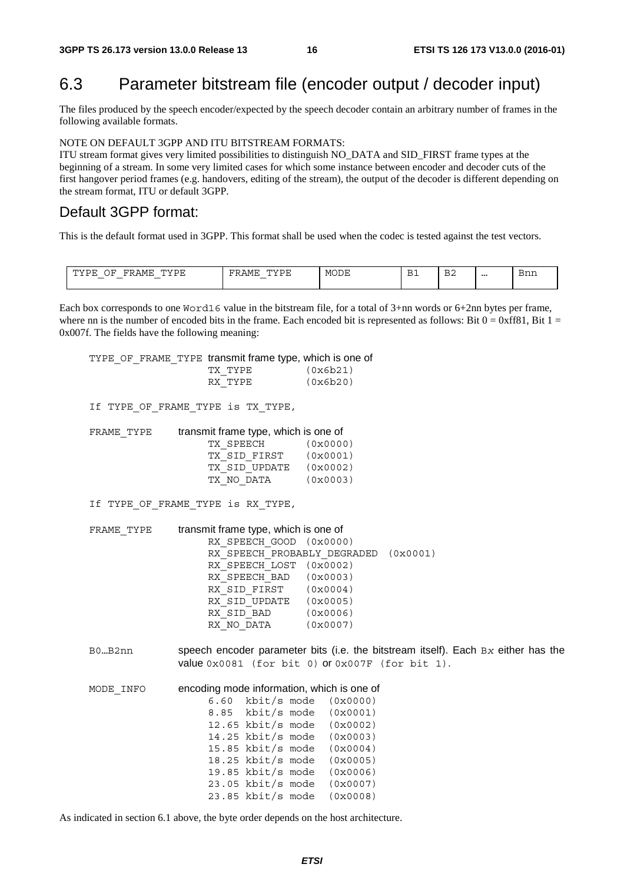## 6.3 Parameter bitstream file (encoder output / decoder input)

The files produced by the speech encoder/expected by the speech decoder contain an arbitrary number of frames in the following available formats.

NOTE ON DEFAULT 3GPP AND ITU BITSTREAM FORMATS:
ITU stream format gives very limited possibilities to distinguish NO_DATA and SID_FIRST frame types at the beginning of a stream. In some very limited cases for which some instance between encoder and decoder cuts of the first hangover period frames (e.g. handovers, editing of the stream), the output of the decoder is different depending on the stream format, ITU or default 3GPP.

### Default 3GPP format:

This is the default format used in 3GPP. This format shall be used when the codec is tested against the test vectors.

| TYPE_OF_FRAME_TYPE | FRAME_TYPE | MODE | B1 | B2 | … | Bnn |
|---|---|---|---|---|---|---|

Each box corresponds to one `Word16` value in the bitstream file, for a total of 3+nn words or 6+2nn bytes per frame, where nn is the number of encoded bits in the frame. Each encoded bit is represented as follows: Bit 0 = 0xff81, Bit 1 = 0x007f. The fields have the following meaning:

```
TYPE_OF_FRAME_TYPE  transmit frame type, which is one of
                    TX_TYPE         (0x6b21)
                    RX_TYPE         (0x6b20)

If TYPE_OF_FRAME_TYPE is TX_TYPE,

FRAME_TYPE      transmit frame type, which is one of
                    TX_SPEECH       (0x0000)
                    TX_SID_FIRST    (0x0001)
                    TX_SID_UPDATE   (0x0002)
                    TX_NO_DATA      (0x0003)

If TYPE_OF_FRAME_TYPE is RX_TYPE,

FRAME_TYPE      transmit frame type, which is one of
                    RX_SPEECH_GOOD  (0x0000)
                    RX_SPEECH_PROBABLY_DEGRADED  (0x0001)
                    RX_SPEECH_LOST  (0x0002)
                    RX_SPEECH_BAD   (0x0003)
                    RX_SID_FIRST    (0x0004)
                    RX_SID_UPDATE   (0x0005)
                    RX_SID_BAD      (0x0006)
                    RX_NO_DATA      (0x0007)
```

B0…B2nn — speech encoder parameter bits (i.e. the bitstream itself). Each `Bx` either has the value `0x0081 (for bit 0)` or `0x007F (for bit 1)`.

```
MODE_INFO       encoding mode information, which is one of
                    6.60  kbit/s mode  (0x0000)
                    8.85  kbit/s mode  (0x0001)
                    12.65 kbit/s mode  (0x0002)
                    14.25 kbit/s mode  (0x0003)
                    15.85 kbit/s mode  (0x0004)
                    18.25 kbit/s mode  (0x0005)
                    19.85 kbit/s mode  (0x0006)
                    23.05 kbit/s mode  (0x0007)
                    23.85 kbit/s mode  (0x0008)
```

As indicated in section 6.1 above, the byte order depends on the host architecture.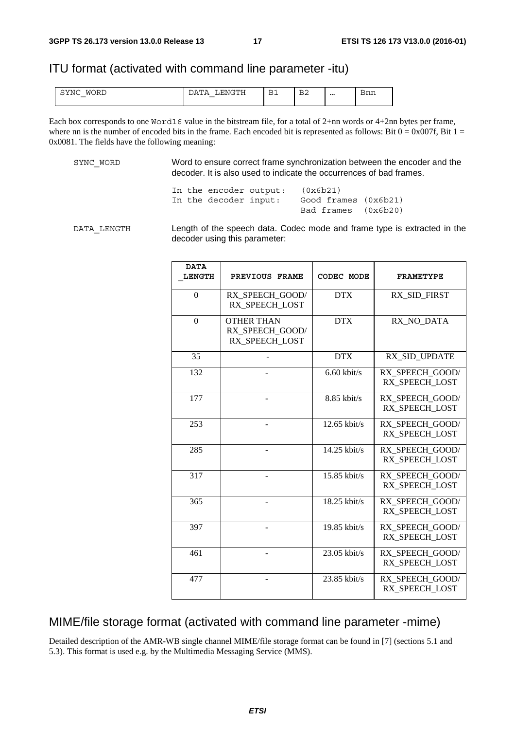## ITU format (activated with command line parameter -itu)

| SYNC_WORD | DATA_LENGTH | B1 | B2 | … | Bnn |
|---|---|---|---|---|---|

Each box corresponds to one Word16 value in the bitstream file, for a total of 2+nn words or 4+2nn bytes per frame, where nn is the number of encoded bits in the frame. Each encoded bit is represented as follows: Bit 0 = 0x007f, Bit 1 = 0x0081. The fields have the following meaning:

SYNC_WORD — Word to ensure correct frame synchronization between the encoder and the decoder. It is also used to indicate the occurrences of bad frames.

```
In the encoder output:   (0x6b21)
In the decoder input:    Good frames (0x6b21)
                         Bad frames  (0x6b20)
```

DATA_LENGTH — Length of the speech data. Codec mode and frame type is extracted in the decoder using this parameter:

| DATA_LENGTH | PREVIOUS FRAME | CODEC MODE | FRAMETYPE |
|---|---|---|---|
| 0 | RX_SPEECH_GOOD/ RX_SPEECH_LOST | DTX | RX_SID_FIRST |
| 0 | OTHER THAN RX_SPEECH_GOOD/ RX_SPEECH_LOST | DTX | RX_NO_DATA |
| 35 | - | DTX | RX_SID_UPDATE |
| 132 | - | 6.60 kbit/s | RX_SPEECH_GOOD/ RX_SPEECH_LOST |
| 177 | - | 8.85 kbit/s | RX_SPEECH_GOOD/ RX_SPEECH_LOST |
| 253 | - | 12.65 kbit/s | RX_SPEECH_GOOD/ RX_SPEECH_LOST |
| 285 | - | 14.25 kbit/s | RX_SPEECH_GOOD/ RX_SPEECH_LOST |
| 317 | - | 15.85 kbit/s | RX_SPEECH_GOOD/ RX_SPEECH_LOST |
| 365 | - | 18.25 kbit/s | RX_SPEECH_GOOD/ RX_SPEECH_LOST |
| 397 | - | 19.85 kbit/s | RX_SPEECH_GOOD/ RX_SPEECH_LOST |
| 461 | - | 23.05 kbit/s | RX_SPEECH_GOOD/ RX_SPEECH_LOST |
| 477 | - | 23.85 kbit/s | RX_SPEECH_GOOD/ RX_SPEECH_LOST |

## MIME/file storage format (activated with command line parameter -mime)

Detailed description of the AMR-WB single channel MIME/file storage format can be found in [7] (sections 5.1 and 5.3). This format is used e.g. by the Multimedia Messaging Service (MMS).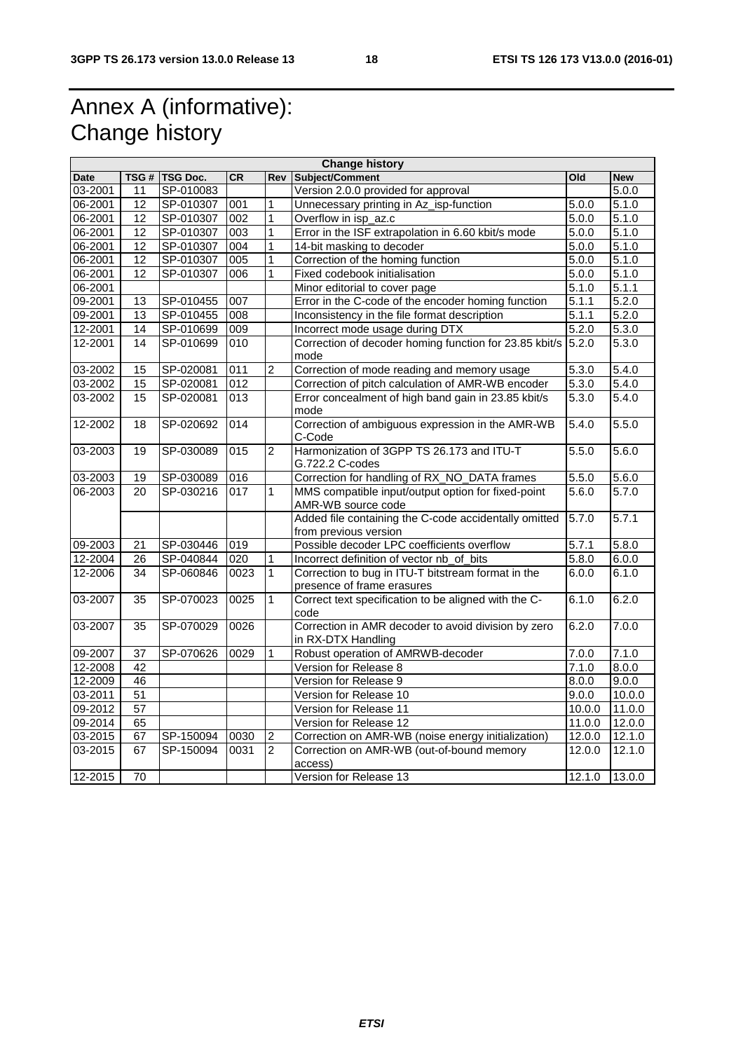# Annex A (informative): Change history

| Change history | | | | | | | |
|---|---|---|---|---|---|---|---|
| **Date** | **TSG #** | **TSG Doc.** | **CR** | **Rev** | **Subject/Comment** | **Old** | **New** |
| 03-2001 | 11 | SP-010083 | | | Version 2.0.0 provided for approval | | 5.0.0 |
| 06-2001 | 12 | SP-010307 | 001 | 1 | Unnecessary printing in Az_isp-function | 5.0.0 | 5.1.0 |
| 06-2001 | 12 | SP-010307 | 002 | 1 | Overflow in isp_az.c | 5.0.0 | 5.1.0 |
| 06-2001 | 12 | SP-010307 | 003 | 1 | Error in the ISF extrapolation in 6.60 kbit/s mode | 5.0.0 | 5.1.0 |
| 06-2001 | 12 | SP-010307 | 004 | 1 | 14-bit masking to decoder | 5.0.0 | 5.1.0 |
| 06-2001 | 12 | SP-010307 | 005 | 1 | Correction of the homing function | 5.0.0 | 5.1.0 |
| 06-2001 | 12 | SP-010307 | 006 | 1 | Fixed codebook initialisation | 5.0.0 | 5.1.0 |
| 06-2001 | | | | | Minor editorial to cover page | 5.1.0 | 5.1.1 |
| 09-2001 | 13 | SP-010455 | 007 | | Error in the C-code of the encoder homing function | 5.1.1 | 5.2.0 |
| 09-2001 | 13 | SP-010455 | 008 | | Inconsistency in the file format description | 5.1.1 | 5.2.0 |
| 12-2001 | 14 | SP-010699 | 009 | | Incorrect mode usage during DTX | 5.2.0 | 5.3.0 |
| 12-2001 | 14 | SP-010699 | 010 | | Correction of decoder homing function for 23.85 kbit/s mode | 5.2.0 | 5.3.0 |
| 03-2002 | 15 | SP-020081 | 011 | 2 | Correction of mode reading and memory usage | 5.3.0 | 5.4.0 |
| 03-2002 | 15 | SP-020081 | 012 | | Correction of pitch calculation of AMR-WB encoder | 5.3.0 | 5.4.0 |
| 03-2002 | 15 | SP-020081 | 013 | | Error concealment of high band gain in 23.85 kbit/s mode | 5.3.0 | 5.4.0 |
| 12-2002 | 18 | SP-020692 | 014 | | Correction of ambiguous expression in the AMR-WB C-Code | 5.4.0 | 5.5.0 |
| 03-2003 | 19 | SP-030089 | 015 | 2 | Harmonization of 3GPP TS 26.173 and ITU-T G.722.2 C-codes | 5.5.0 | 5.6.0 |
| 03-2003 | 19 | SP-030089 | 016 | | Correction for handling of RX_NO_DATA frames | 5.5.0 | 5.6.0 |
| 06-2003 | 20 | SP-030216 | 017 | 1 | MMS compatible input/output option for fixed-point AMR-WB source code | 5.6.0 | 5.7.0 |
| | | | | | Added file containing the C-code accidentally omitted from previous version | 5.7.0 | 5.7.1 |
| 09-2003 | 21 | SP-030446 | 019 | | Possible decoder LPC coefficients overflow | 5.7.1 | 5.8.0 |
| 12-2004 | 26 | SP-040844 | 020 | 1 | Incorrect definition of vector nb_of_bits | 5.8.0 | 6.0.0 |
| 12-2006 | 34 | SP-060846 | 0023 | 1 | Correction to bug in ITU-T bitstream format in the presence of frame erasures | 6.0.0 | 6.1.0 |
| 03-2007 | 35 | SP-070023 | 0025 | 1 | Correct text specification to be aligned with the C-code | 6.1.0 | 6.2.0 |
| 03-2007 | 35 | SP-070029 | 0026 | | Correction in AMR decoder to avoid division by zero in RX-DTX Handling | 6.2.0 | 7.0.0 |
| 09-2007 | 37 | SP-070626 | 0029 | 1 | Robust operation of AMRWB-decoder | 7.0.0 | 7.1.0 |
| 12-2008 | 42 | | | | Version for Release 8 | 7.1.0 | 8.0.0 |
| 12-2009 | 46 | | | | Version for Release 9 | 8.0.0 | 9.0.0 |
| 03-2011 | 51 | | | | Version for Release 10 | 9.0.0 | 10.0.0 |
| 09-2012 | 57 | | | | Version for Release 11 | 10.0.0 | 11.0.0 |
| 09-2014 | 65 | | | | Version for Release 12 | 11.0.0 | 12.0.0 |
| 03-2015 | 67 | SP-150094 | 0030 | 2 | Correction on AMR-WB (noise energy initialization) | 12.0.0 | 12.1.0 |
| 03-2015 | 67 | SP-150094 | 0031 | 2 | Correction on AMR-WB (out-of-bound memory access) | 12.0.0 | 12.1.0 |
| 12-2015 | 70 | | | | Version for Release 13 | 12.1.0 | 13.0.0 |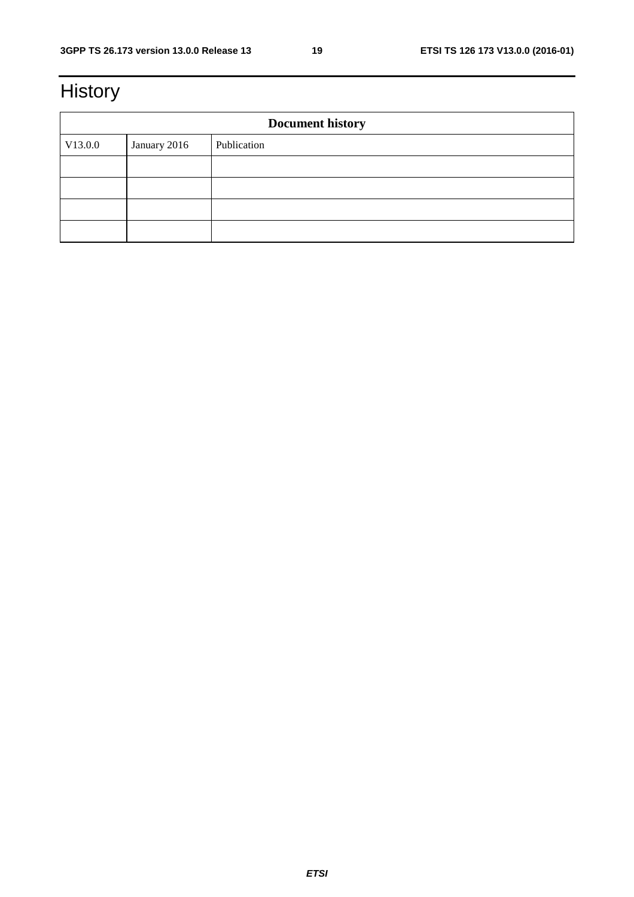# History

| Document history | | |
|---|---|---|
| V13.0.0 | January 2016 | Publication |
| | | |
| | | |
| | | |
| | | |